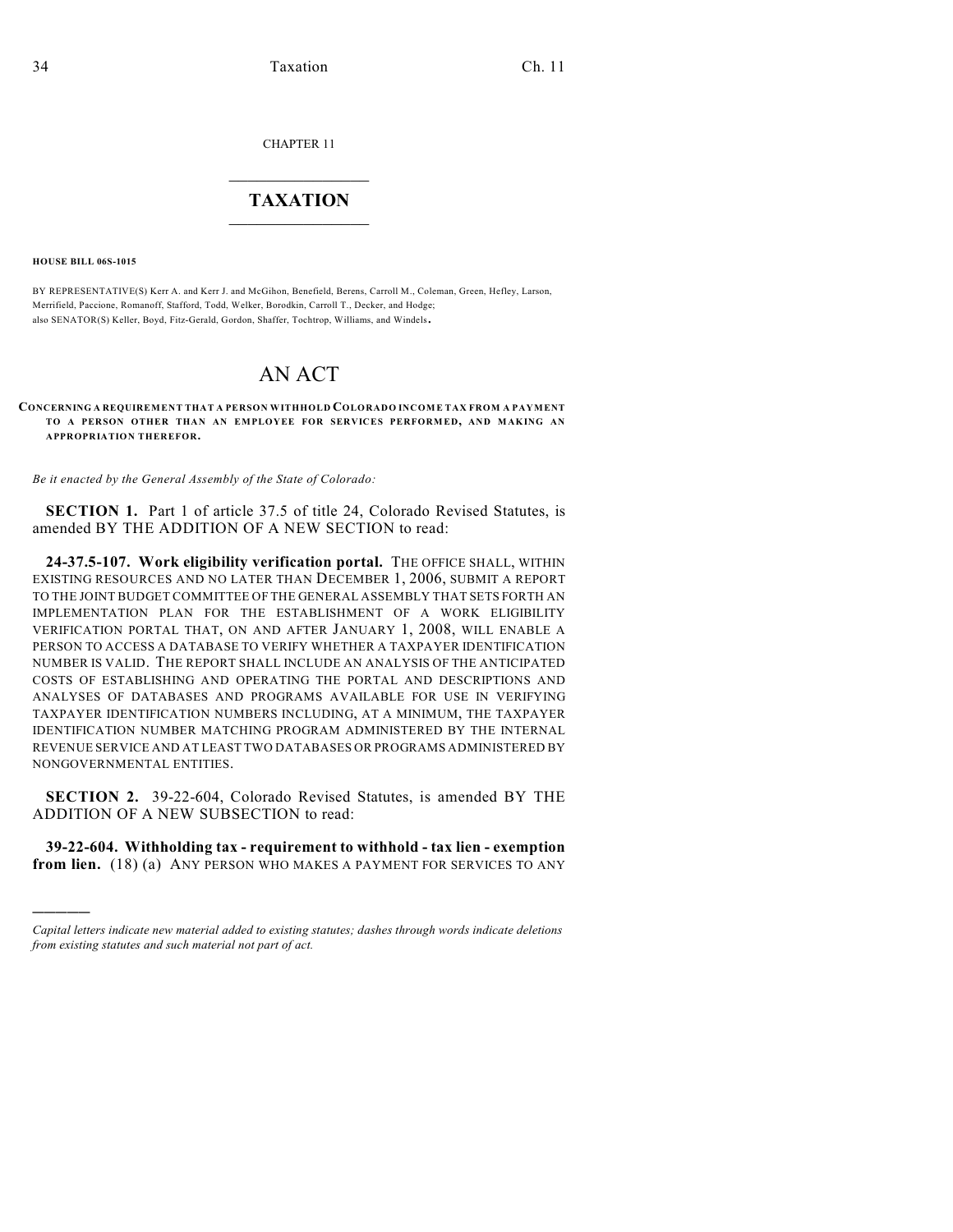CHAPTER 11

# TAXATION

**HOUSE BILL 06S-1015**

BY REPRESENTATIVE(S) Kerr A. and Kerr J. and McGihon, Benefield, Berens, Carroll M., Coleman, Green, Hefley, Larson, Merrifield, Paccione, Romanoff, Stafford, Todd, Welker, Borodkin, Carroll T., Decker, and Hodge;
also SENATOR(S) Keller, Boyd, Fitz-Gerald, Gordon, Shaffer, Tochtrop, Williams, and Windels.

# AN ACT

**CONCERNING A REQUIREMENT THAT A PERSON WITHHOLD COLORADO INCOME TAX FROM A PAYMENT TO A PERSON OTHER THAN AN EMPLOYEE FOR SERVICES PERFORMED, AND MAKING AN APPROPRIATION THEREFOR.**

*Be it enacted by the General Assembly of the State of Colorado:*

**SECTION 1.** Part 1 of article 37.5 of title 24, Colorado Revised Statutes, is amended BY THE ADDITION OF A NEW SECTION to read:

**24-37.5-107. Work eligibility verification portal.** THE OFFICE SHALL, WITHIN EXISTING RESOURCES AND NO LATER THAN DECEMBER 1, 2006, SUBMIT A REPORT TO THE JOINT BUDGET COMMITTEE OF THE GENERAL ASSEMBLY THAT SETS FORTH AN IMPLEMENTATION PLAN FOR THE ESTABLISHMENT OF A WORK ELIGIBILITY VERIFICATION PORTAL THAT, ON AND AFTER JANUARY 1, 2008, WILL ENABLE A PERSON TO ACCESS A DATABASE TO VERIFY WHETHER A TAXPAYER IDENTIFICATION NUMBER IS VALID. THE REPORT SHALL INCLUDE AN ANALYSIS OF THE ANTICIPATED COSTS OF ESTABLISHING AND OPERATING THE PORTAL AND DESCRIPTIONS AND ANALYSES OF DATABASES AND PROGRAMS AVAILABLE FOR USE IN VERIFYING TAXPAYER IDENTIFICATION NUMBERS INCLUDING, AT A MINIMUM, THE TAXPAYER IDENTIFICATION NUMBER MATCHING PROGRAM ADMINISTERED BY THE INTERNAL REVENUE SERVICE AND AT LEAST TWO DATABASES OR PROGRAMS ADMINISTERED BY NONGOVERNMENTAL ENTITIES.

**SECTION 2.** 39-22-604, Colorado Revised Statutes, is amended BY THE ADDITION OF A NEW SUBSECTION to read:

**39-22-604. Withholding tax - requirement to withhold - tax lien - exemption from lien.** (18) (a) ANY PERSON WHO MAKES A PAYMENT FOR SERVICES TO ANY

*Capital letters indicate new material added to existing statutes; dashes through words indicate deletions from existing statutes and such material not part of act.*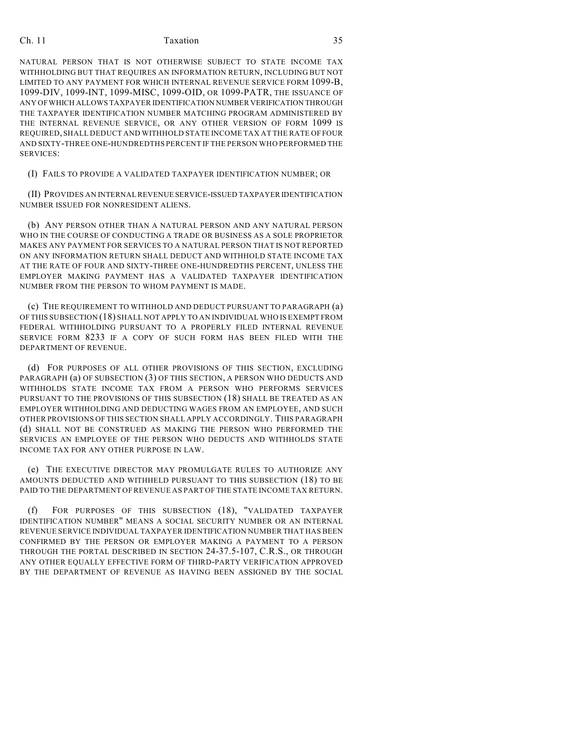NATURAL PERSON THAT IS NOT OTHERWISE SUBJECT TO STATE INCOME TAX WITHHOLDING BUT THAT REQUIRES AN INFORMATION RETURN, INCLUDING BUT NOT LIMITED TO ANY PAYMENT FOR WHICH INTERNAL REVENUE SERVICE FORM 1099-B, 1099-DIV, 1099-INT, 1099-MISC, 1099-OID, OR 1099-PATR, THE ISSUANCE OF ANY OF WHICH ALLOWS TAXPAYER IDENTIFICATION NUMBER VERIFICATION THROUGH THE TAXPAYER IDENTIFICATION NUMBER MATCHING PROGRAM ADMINISTERED BY THE INTERNAL REVENUE SERVICE, OR ANY OTHER VERSION OF FORM 1099 IS REQUIRED, SHALL DEDUCT AND WITHHOLD STATE INCOME TAX AT THE RATE OF FOUR AND SIXTY-THREE ONE-HUNDREDTHS PERCENT IF THE PERSON WHO PERFORMED THE SERVICES:

(I) FAILS TO PROVIDE A VALIDATED TAXPAYER IDENTIFICATION NUMBER; OR

(II) PROVIDES AN INTERNAL REVENUE SERVICE-ISSUED TAXPAYER IDENTIFICATION NUMBER ISSUED FOR NONRESIDENT ALIENS.

(b) ANY PERSON OTHER THAN A NATURAL PERSON AND ANY NATURAL PERSON WHO IN THE COURSE OF CONDUCTING A TRADE OR BUSINESS AS A SOLE PROPRIETOR MAKES ANY PAYMENT FOR SERVICES TO A NATURAL PERSON THAT IS NOT REPORTED ON ANY INFORMATION RETURN SHALL DEDUCT AND WITHHOLD STATE INCOME TAX AT THE RATE OF FOUR AND SIXTY-THREE ONE-HUNDREDTHS PERCENT, UNLESS THE EMPLOYER MAKING PAYMENT HAS A VALIDATED TAXPAYER IDENTIFICATION NUMBER FROM THE PERSON TO WHOM PAYMENT IS MADE.

(c) THE REQUIREMENT TO WITHHOLD AND DEDUCT PURSUANT TO PARAGRAPH (a) OF THIS SUBSECTION (18) SHALL NOT APPLY TO AN INDIVIDUAL WHO IS EXEMPT FROM FEDERAL WITHHOLDING PURSUANT TO A PROPERLY FILED INTERNAL REVENUE SERVICE FORM 8233 IF A COPY OF SUCH FORM HAS BEEN FILED WITH THE DEPARTMENT OF REVENUE.

(d) FOR PURPOSES OF ALL OTHER PROVISIONS OF THIS SECTION, EXCLUDING PARAGRAPH (a) OF SUBSECTION (3) OF THIS SECTION, A PERSON WHO DEDUCTS AND WITHHOLDS STATE INCOME TAX FROM A PERSON WHO PERFORMS SERVICES PURSUANT TO THE PROVISIONS OF THIS SUBSECTION (18) SHALL BE TREATED AS AN EMPLOYER WITHHOLDING AND DEDUCTING WAGES FROM AN EMPLOYEE, AND SUCH OTHER PROVISIONS OF THIS SECTION SHALL APPLY ACCORDINGLY. THIS PARAGRAPH (d) SHALL NOT BE CONSTRUED AS MAKING THE PERSON WHO PERFORMED THE SERVICES AN EMPLOYEE OF THE PERSON WHO DEDUCTS AND WITHHOLDS STATE INCOME TAX FOR ANY OTHER PURPOSE IN LAW.

(e) THE EXECUTIVE DIRECTOR MAY PROMULGATE RULES TO AUTHORIZE ANY AMOUNTS DEDUCTED AND WITHHELD PURSUANT TO THIS SUBSECTION (18) TO BE PAID TO THE DEPARTMENT OF REVENUE AS PART OF THE STATE INCOME TAX RETURN.

(f) FOR PURPOSES OF THIS SUBSECTION (18), "VALIDATED TAXPAYER IDENTIFICATION NUMBER" MEANS A SOCIAL SECURITY NUMBER OR AN INTERNAL REVENUE SERVICE INDIVIDUAL TAXPAYER IDENTIFICATION NUMBER THAT HAS BEEN CONFIRMED BY THE PERSON OR EMPLOYER MAKING A PAYMENT TO A PERSON THROUGH THE PORTAL DESCRIBED IN SECTION 24-37.5-107, C.R.S., OR THROUGH ANY OTHER EQUALLY EFFECTIVE FORM OF THIRD-PARTY VERIFICATION APPROVED BY THE DEPARTMENT OF REVENUE AS HAVING BEEN ASSIGNED BY THE SOCIAL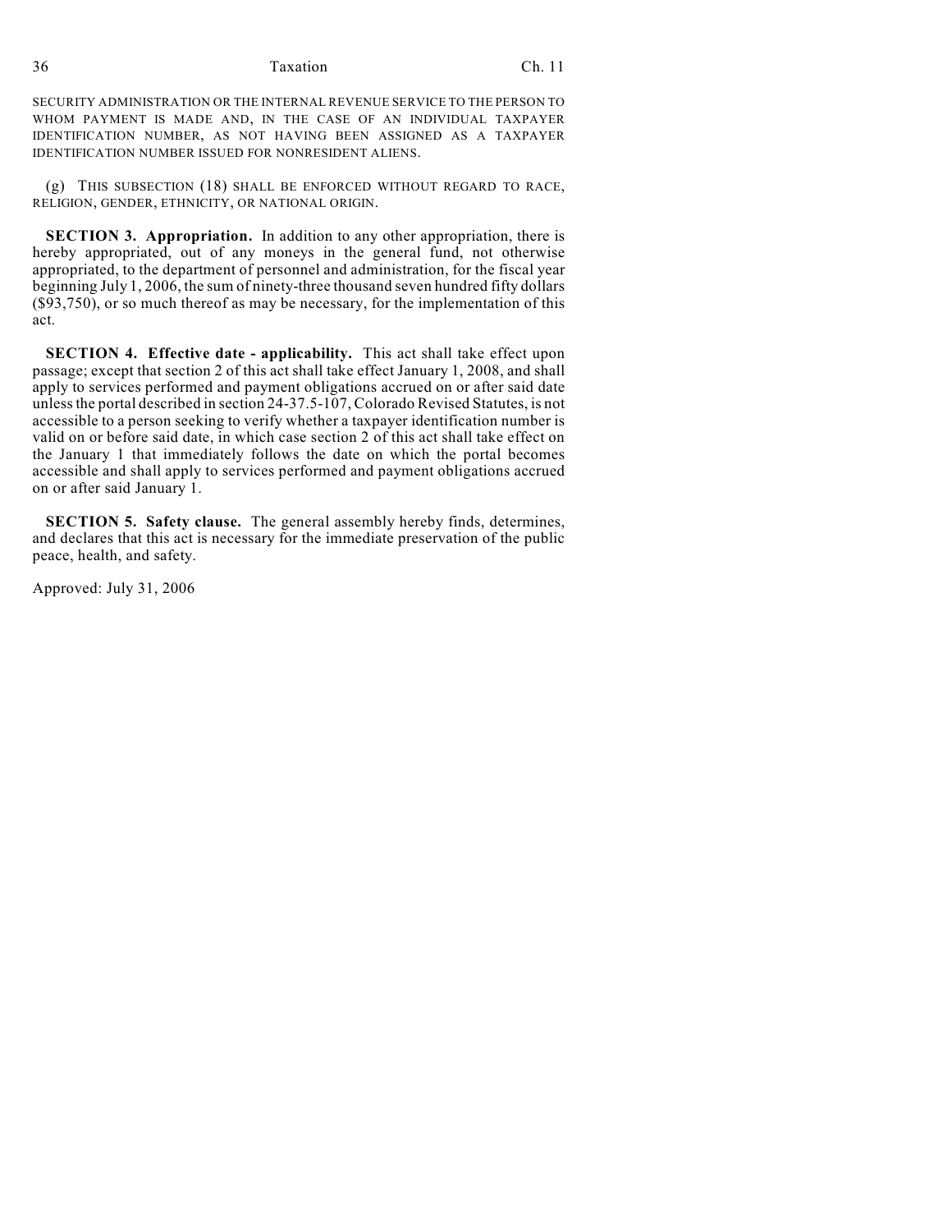SECURITY ADMINISTRATION OR THE INTERNAL REVENUE SERVICE TO THE PERSON TO WHOM PAYMENT IS MADE AND, IN THE CASE OF AN INDIVIDUAL TAXPAYER IDENTIFICATION NUMBER, AS NOT HAVING BEEN ASSIGNED AS A TAXPAYER IDENTIFICATION NUMBER ISSUED FOR NONRESIDENT ALIENS.

(g) THIS SUBSECTION (18) SHALL BE ENFORCED WITHOUT REGARD TO RACE, RELIGION, GENDER, ETHNICITY, OR NATIONAL ORIGIN.

**SECTION 3. Appropriation.** In addition to any other appropriation, there is hereby appropriated, out of any moneys in the general fund, not otherwise appropriated, to the department of personnel and administration, for the fiscal year beginning July 1, 2006, the sum of ninety-three thousand seven hundred fifty dollars ($93,750), or so much thereof as may be necessary, for the implementation of this act.

**SECTION 4. Effective date - applicability.** This act shall take effect upon passage; except that section 2 of this act shall take effect January 1, 2008, and shall apply to services performed and payment obligations accrued on or after said date unless the portal described in section 24-37.5-107, Colorado Revised Statutes, is not accessible to a person seeking to verify whether a taxpayer identification number is valid on or before said date, in which case section 2 of this act shall take effect on the January 1 that immediately follows the date on which the portal becomes accessible and shall apply to services performed and payment obligations accrued on or after said January 1.

**SECTION 5. Safety clause.** The general assembly hereby finds, determines, and declares that this act is necessary for the immediate preservation of the public peace, health, and safety.

Approved: July 31, 2006